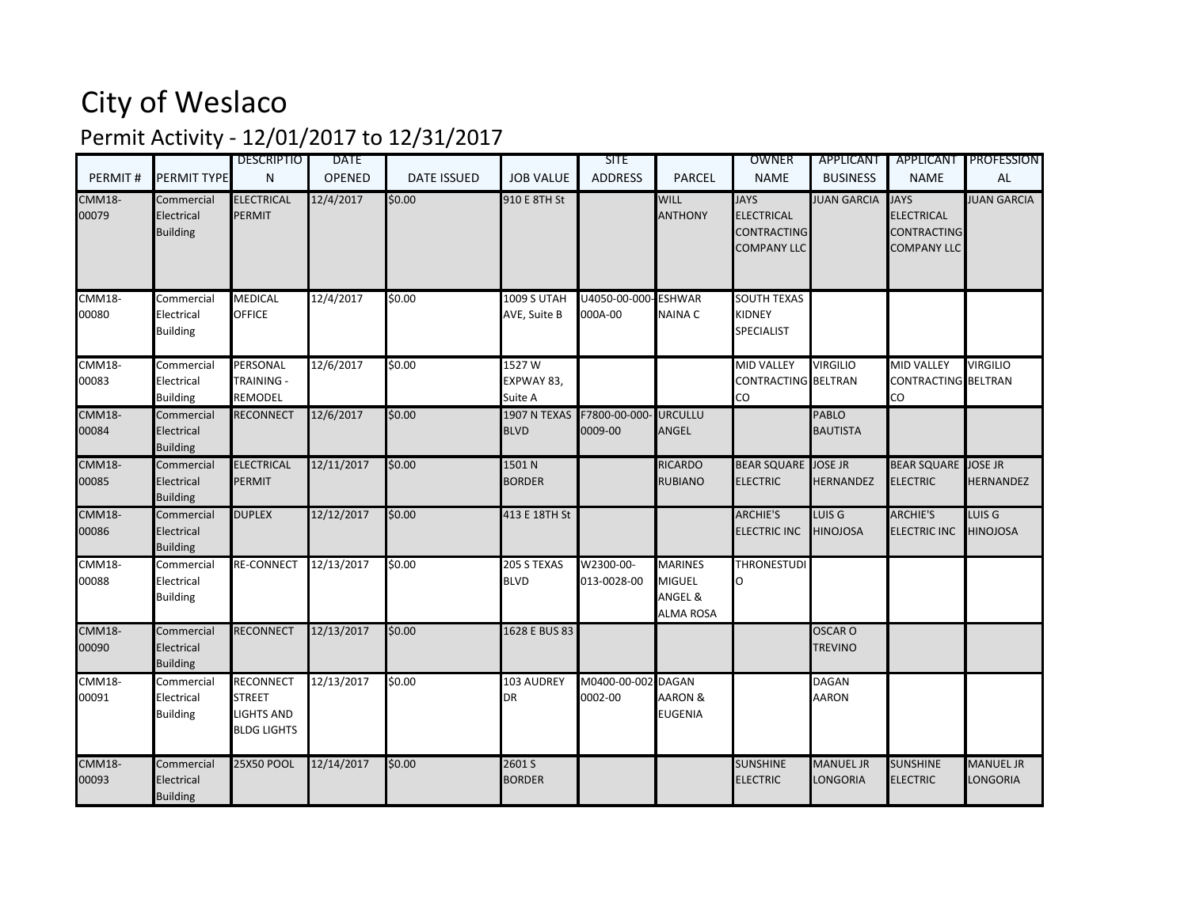# City of Weslaco

## Permit Activity - 12/01/2017 to 12/31/2017

| PERMIT # | PERMIT TYPE | DESCRIPTION | DATE OPENED | DATE ISSUED | JOB VALUE | SITE ADDRESS | PARCEL | OWNER NAME | APPLICANT BUSINESS | APPLICANT NAME | PROFESSIONAL |
|---|---|---|---|---|---|---|---|---|---|---|---|
| CMM18-00079 | Commercial Electrical Building | ELECTRICAL PERMIT | 12/4/2017 | $0.00 | 910 E 8TH St | | WILL ANTHONY | JAYS ELECTRICAL CONTRACTING COMPANY LLC | JUAN GARCIA | JAYS ELECTRICAL CONTRACTING COMPANY LLC | JUAN GARCIA |
| CMM18-00080 | Commercial Electrical Building | MEDICAL OFFICE | 12/4/2017 | $0.00 | 1009 S UTAH AVE, Suite B | U4050-00-000-000A-00 | ESHWAR NAINA C | SOUTH TEXAS KIDNEY SPECIALIST | | | |
| CMM18-00083 | Commercial Electrical Building | PERSONAL TRAINING - REMODEL | 12/6/2017 | $0.00 | 1527 W EXPWAY 83, Suite A | | | MID VALLEY CONTRACTING CO | VIRGILIO BELTRAN | MID VALLEY CONTRACTING CO | VIRGILIO BELTRAN |
| CMM18-00084 | Commercial Electrical Building | RECONNECT | 12/6/2017 | $0.00 | 1907 N TEXAS BLVD | F7800-00-000-0009-00 | URCULLU ANGEL | | PABLO BAUTISTA | | |
| CMM18-00085 | Commercial Electrical Building | ELECTRICAL PERMIT | 12/11/2017 | $0.00 | 1501 N BORDER | | RICARDO RUBIANO | BEAR SQUARE ELECTRIC | JOSE JR HERNANDEZ | BEAR SQUARE ELECTRIC | JOSE JR HERNANDEZ |
| CMM18-00086 | Commercial Electrical Building | DUPLEX | 12/12/2017 | $0.00 | 413 E 18TH St | | | ARCHIE'S ELECTRIC INC | LUIS G HINOJOSA | ARCHIE'S ELECTRIC INC | LUIS G HINOJOSA |
| CMM18-00088 | Commercial Electrical Building | RE-CONNECT | 12/13/2017 | $0.00 | 205 S TEXAS BLVD | W2300-00-013-0028-00 | MARINES MIGUEL ANGEL & ALMA ROSA | THRONESTUDIO | | | |
| CMM18-00090 | Commercial Electrical Building | RECONNECT | 12/13/2017 | $0.00 | 1628 E BUS 83 | | | | OSCAR O TREVINO | | |
| CMM18-00091 | Commercial Electrical Building | RECONNECT STREET LIGHTS AND BLDG LIGHTS | 12/13/2017 | $0.00 | 103 AUDREY DR | M0400-00-002-0002-00 | DAGAN AARON & EUGENIA | | DAGAN AARON | | |
| CMM18-00093 | Commercial Electrical Building | 25X50 POOL | 12/14/2017 | $0.00 | 2601 S BORDER | | | SUNSHINE ELECTRIC | MANUEL JR LONGORIA | SUNSHINE ELECTRIC | MANUEL JR LONGORIA |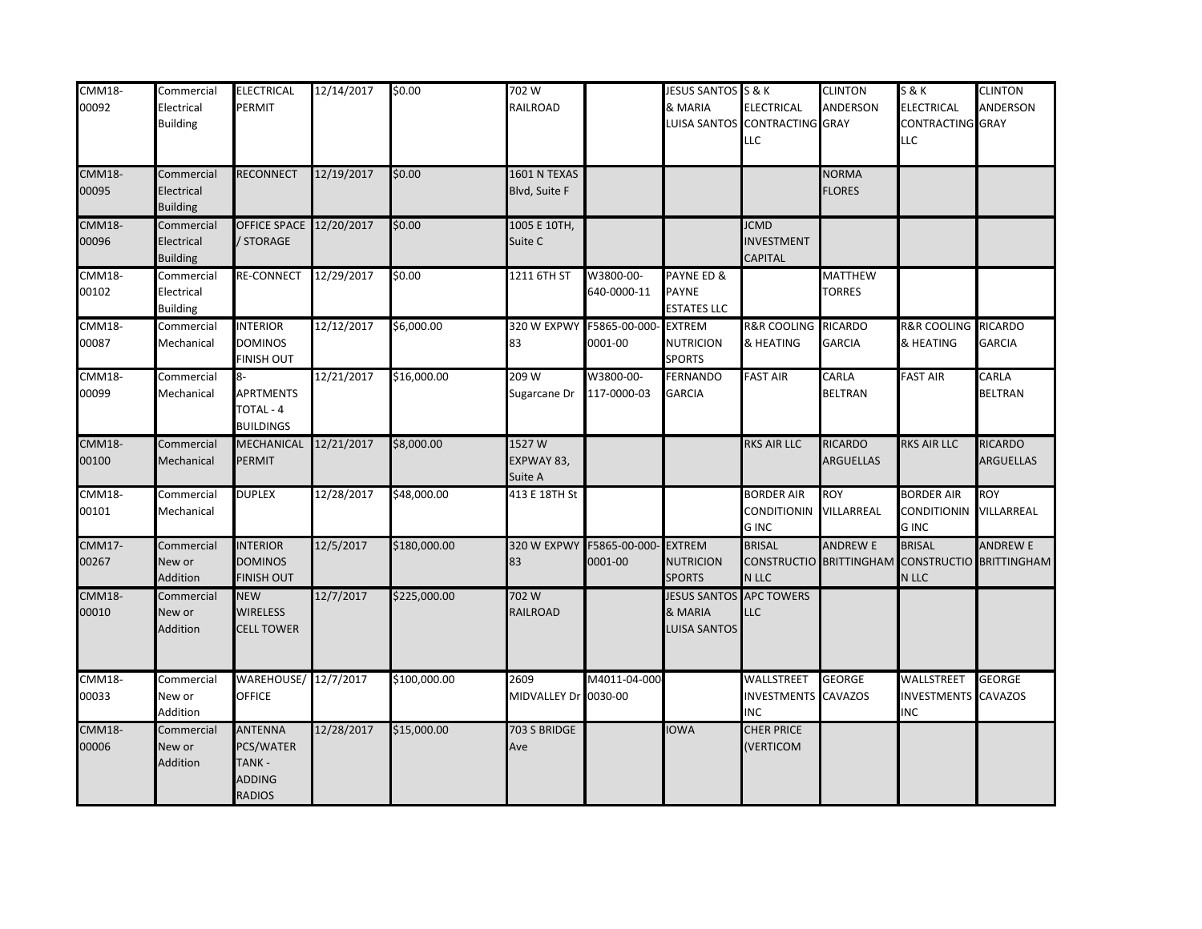| | | | | | | | | | | | |
|---|---|---|---|---|---|---|---|---|---|---|---|
| CMM18-00092 | Commercial Electrical Building | ELECTRICAL PERMIT | 12/14/2017 | $0.00 | 702 W RAILROAD | | JESUS SANTOS & MARIA LUISA SANTOS | S & K ELECTRICAL CONTRACTING LLC | CLINTON ANDERSON GRAY | S & K ELECTRICAL CONTRACTING LLC | CLINTON ANDERSON GRAY |
| CMM18-00095 | Commercial Electrical Building | RECONNECT | 12/19/2017 | $0.00 | 1601 N TEXAS Blvd, Suite F | | | | NORMA FLORES | | |
| CMM18-00096 | Commercial Electrical Building | OFFICE SPACE / STORAGE | 12/20/2017 | $0.00 | 1005 E 10TH, Suite C | | | JCMD INVESTMENT CAPITAL | | | |
| CMM18-00102 | Commercial Electrical Building | RE-CONNECT | 12/29/2017 | $0.00 | 1211 6TH ST | W3800-00-640-0000-11 | PAYNE ED & PAYNE ESTATES LLC | | MATTHEW TORRES | | |
| CMM18-00087 | Commercial Mechanical | INTERIOR DOMINOS FINISH OUT | 12/12/2017 | $6,000.00 | 320 W EXPWY 83 | F5865-00-000-0001-00 | EXTREM NUTRICION SPORTS | R&R COOLING & HEATING | RICARDO GARCIA | R&R COOLING & HEATING | RICARDO GARCIA |
| CMM18-00099 | Commercial Mechanical | 8-APRTMENTS TOTAL - 4 BUILDINGS | 12/21/2017 | $16,000.00 | 209 W Sugarcane Dr | W3800-00-117-0000-03 | FERNANDO GARCIA | FAST AIR | CARLA BELTRAN | FAST AIR | CARLA BELTRAN |
| CMM18-00100 | Commercial Mechanical | MECHANICAL PERMIT | 12/21/2017 | $8,000.00 | 1527 W EXPWAY 83, Suite A | | | RKS AIR LLC | RICARDO ARGUELLAS | RKS AIR LLC | RICARDO ARGUELLAS |
| CMM18-00101 | Commercial Mechanical | DUPLEX | 12/28/2017 | $48,000.00 | 413 E 18TH St | | | BORDER AIR CONDITIONING INC | ROY VILLARREAL | BORDER AIR CONDITIONING INC | ROY VILLARREAL |
| CMM17-00267 | Commercial New or Addition | INTERIOR DOMINOS FINISH OUT | 12/5/2017 | $180,000.00 | 320 W EXPWY 83 | F5865-00-000-0001-00 | EXTREM NUTRICION SPORTS | BRISAL CONSTRUCTION LLC | ANDREW E BRITTINGHAM | BRISAL CONSTRUCTION LLC | ANDREW E BRITTINGHAM |
| CMM18-00010 | Commercial New or Addition | NEW WIRELESS CELL TOWER | 12/7/2017 | $225,000.00 | 702 W RAILROAD | | JESUS SANTOS & MARIA LUISA SANTOS | APC TOWERS LLC | | | |
| CMM18-00033 | Commercial New or Addition | WAREHOUSE/ OFFICE | 12/7/2017 | $100,000.00 | 2609 MIDVALLEY Dr | M4011-04-000-0030-00 | | WALLSTREET INVESTMENTS INC | GEORGE CAVAZOS | WALLSTREET INVESTMENTS INC | GEORGE CAVAZOS |
| CMM18-00006 | Commercial New or Addition | ANTENNA PCS/WATER TANK - ADDING RADIOS | 12/28/2017 | $15,000.00 | 703 S BRIDGE Ave | | IOWA | CHER PRICE (VERTICOM | | | |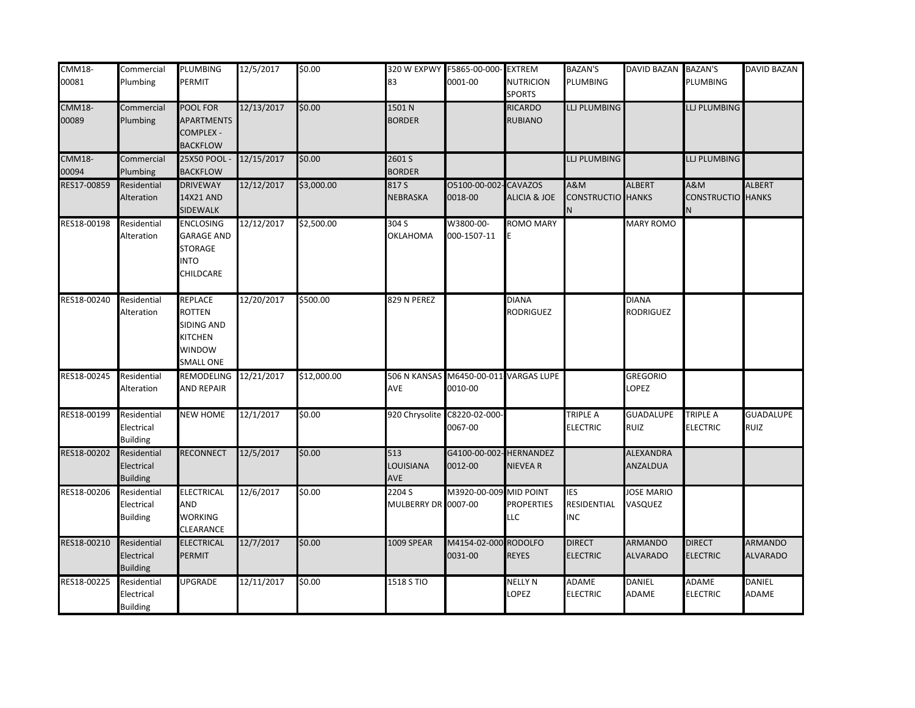| | | | | | | | | | | | | |
|---|---|---|---|---|---|---|---|---|---|---|---|---|
| CMM18-00081 | Commercial Plumbing | PLUMBING PERMIT | 12/5/2017 | $0.00 | 320 W EXPWY 83 | F5865-00-000-0001-00 | EXTREM NUTRICION SPORTS | BAZAN'S PLUMBING | DAVID BAZAN | BAZAN'S PLUMBING | DAVID BAZAN |
| CMM18-00089 | Commercial Plumbing | POOL FOR APARTMENTS COMPLEX - BACKFLOW | 12/13/2017 | $0.00 | 1501 N BORDER | | RICARDO RUBIANO | LLJ PLUMBING | | LLJ PLUMBING | |
| CMM18-00094 | Commercial Plumbing | 25X50 POOL - BACKFLOW | 12/15/2017 | $0.00 | 2601 S BORDER | | | LLJ PLUMBING | | LLJ PLUMBING | |
| RES17-00859 | Residential Alteration | DRIVEWAY 14X21 AND SIDEWALK | 12/12/2017 | $3,000.00 | 817 S NEBRASKA | O5100-00-002-0018-00 | CAVAZOS ALICIA & JOE | A&M CONSTRUCTION | ALBERT HANKS | A&M CONSTRUCTION | ALBERT HANKS |
| RES18-00198 | Residential Alteration | ENCLOSING GARAGE AND STORAGE INTO CHILDCARE | 12/12/2017 | $2,500.00 | 304 S OKLAHOMA | W3800-00-000-1507-11 | ROMO MARY E | | MARY ROMO | | |
| RES18-00240 | Residential Alteration | REPLACE ROTTEN SIDING AND KITCHEN WINDOW SMALL ONE | 12/20/2017 | $500.00 | 829 N PEREZ | | DIANA RODRIGUEZ | | DIANA RODRIGUEZ | | |
| RES18-00245 | Residential Alteration | REMODELING AND REPAIR | 12/21/2017 | $12,000.00 | 506 N KANSAS AVE | M6450-00-011-0010-00 | VARGAS LUPE | | GREGORIO LOPEZ | | |
| RES18-00199 | Residential Electrical Building | NEW HOME | 12/1/2017 | $0.00 | 920 Chrysolite | C8220-02-000-0067-00 | | TRIPLE A ELECTRIC | GUADALUPE RUIZ | TRIPLE A ELECTRIC | GUADALUPE RUIZ |
| RES18-00202 | Residential Electrical Building | RECONNECT | 12/5/2017 | $0.00 | 513 LOUISIANA AVE | G4100-00-002-0012-00 | HERNANDEZ NIEVEA R | | ALEXANDRA ANZALDUA | | |
| RES18-00206 | Residential Electrical Building | ELECTRICAL AND WORKING CLEARANCE | 12/6/2017 | $0.00 | 2204 S MULBERRY DR | M3920-00-009-0007-00 | MID POINT PROPERTIES LLC | IES RESIDENTIAL INC | JOSE MARIO VASQUEZ | | |
| RES18-00210 | Residential Electrical Building | ELECTRICAL PERMIT | 12/7/2017 | $0.00 | 1009 SPEAR | M4154-02-000-0031-00 | RODOLFO REYES | DIRECT ELECTRIC | ARMANDO ALVARADO | DIRECT ELECTRIC | ARMANDO ALVARADO |
| RES18-00225 | Residential Electrical Building | UPGRADE | 12/11/2017 | $0.00 | 1518 S TIO | | NELLY N LOPEZ | ADAME ELECTRIC | DANIEL ADAME | ADAME ELECTRIC | DANIEL ADAME |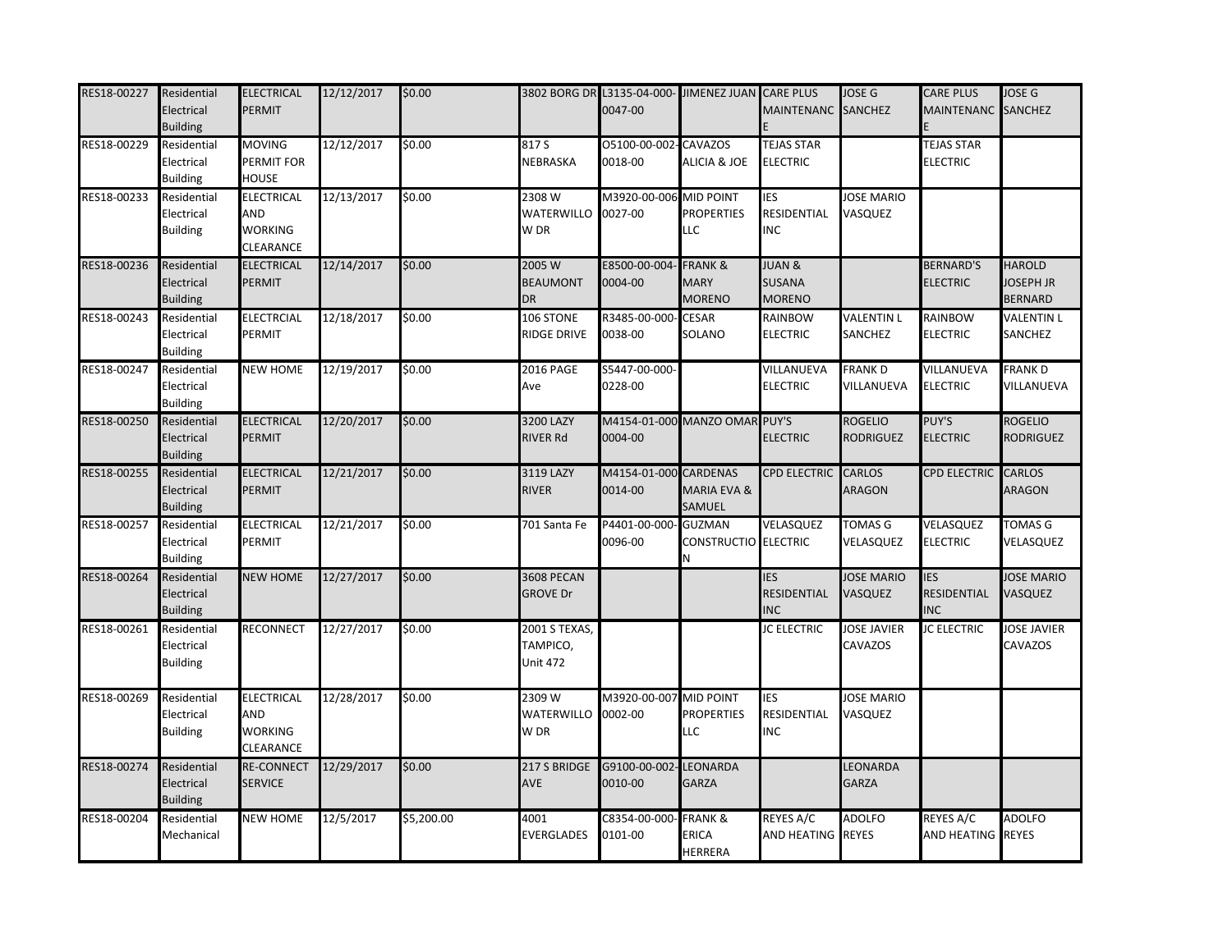| | | | | | | | | | | | |
|---|---|---|---|---|---|---|---|---|---|---|---|
| RES18-00227 | Residential Electrical Building | ELECTRICAL PERMIT | 12/12/2017 | $0.00 | 3802 BORG DR | L3135-04-000-0047-00 | JIMENEZ JUAN | CARE PLUS MAINTENANCE | JOSE G SANCHEZ | CARE PLUS MAINTENANCE | JOSE G SANCHEZ |
| RES18-00229 | Residential Electrical Building | MOVING PERMIT FOR HOUSE | 12/12/2017 | $0.00 | 817 S NEBRASKA | O5100-00-002-0018-00 | CAVAZOS ALICIA & JOE | TEJAS STAR ELECTRIC | | TEJAS STAR ELECTRIC | |
| RES18-00233 | Residential Electrical Building | ELECTRICAL AND WORKING CLEARANCE | 12/13/2017 | $0.00 | 2308 W WATERWILLOW DR | M3920-00-006-0027-00 | MID POINT PROPERTIES LLC | IES RESIDENTIAL INC | JOSE MARIO VASQUEZ | | |
| RES18-00236 | Residential Electrical Building | ELECTRICAL PERMIT | 12/14/2017 | $0.00 | 2005 W BEAUMONT DR | E8500-00-004-0004-00 | FRANK & MARY MORENO | JUAN & SUSANA MORENO | | BERNARD'S ELECTRIC | HAROLD JOSEPH JR BERNARD |
| RES18-00243 | Residential Electrical Building | ELECTRCIAL PERMIT | 12/18/2017 | $0.00 | 106 STONE RIDGE DRIVE | R3485-00-000-0038-00 | CESAR SOLANO | RAINBOW ELECTRIC | VALENTIN L SANCHEZ | RAINBOW ELECTRIC | VALENTIN L SANCHEZ |
| RES18-00247 | Residential Electrical Building | NEW HOME | 12/19/2017 | $0.00 | 2016 PAGE Ave | S5447-00-000-0228-00 | | VILLANUEVA ELECTRIC | FRANK D VILLANUEVA | VILLANUEVA ELECTRIC | FRANK D VILLANUEVA |
| RES18-00250 | Residential Electrical Building | ELECTRICAL PERMIT | 12/20/2017 | $0.00 | 3200 LAZY RIVER Rd | M4154-01-000-0004-00 | MANZO OMAR | PUY'S ELECTRIC | ROGELIO RODRIGUEZ | PUY'S ELECTRIC | ROGELIO RODRIGUEZ |
| RES18-00255 | Residential Electrical Building | ELECTRICAL PERMIT | 12/21/2017 | $0.00 | 3119 LAZY RIVER | M4154-01-000-0014-00 | CARDENAS MARIA EVA & SAMUEL | CPD ELECTRIC | CARLOS ARAGON | CPD ELECTRIC | CARLOS ARAGON |
| RES18-00257 | Residential Electrical Building | ELECTRICAL PERMIT | 12/21/2017 | $0.00 | 701 Santa Fe | P4401-00-000-0096-00 | GUZMAN CONSTRUCTION | VELASQUEZ ELECTRIC | TOMAS G VELASQUEZ | VELASQUEZ ELECTRIC | TOMAS G VELASQUEZ |
| RES18-00264 | Residential Electrical Building | NEW HOME | 12/27/2017 | $0.00 | 3608 PECAN GROVE Dr | | | IES RESIDENTIAL INC | JOSE MARIO VASQUEZ | IES RESIDENTIAL INC | JOSE MARIO VASQUEZ |
| RES18-00261 | Residential Electrical Building | RECONNECT | 12/27/2017 | $0.00 | 2001 S TEXAS, TAMPICO, Unit 472 | | | JC ELECTRIC | JOSE JAVIER CAVAZOS | JC ELECTRIC | JOSE JAVIER CAVAZOS |
| RES18-00269 | Residential Electrical Building | ELECTRICAL AND WORKING CLEARANCE | 12/28/2017 | $0.00 | 2309 W WATERWILLOW DR | M3920-00-007-0002-00 | MID POINT PROPERTIES LLC | IES RESIDENTIAL INC | JOSE MARIO VASQUEZ | | |
| RES18-00274 | Residential Electrical Building | RE-CONNECT SERVICE | 12/29/2017 | $0.00 | 217 S BRIDGE AVE | G9100-00-002-0010-00 | LEONARDA GARZA | | LEONARDA GARZA | | |
| RES18-00204 | Residential Mechanical | NEW HOME | 12/5/2017 | $5,200.00 | 4001 EVERGLADES | C8354-00-000-0101-00 | FRANK & ERICA HERRERA | REYES A/C AND HEATING | ADOLFO REYES | REYES A/C AND HEATING | ADOLFO REYES |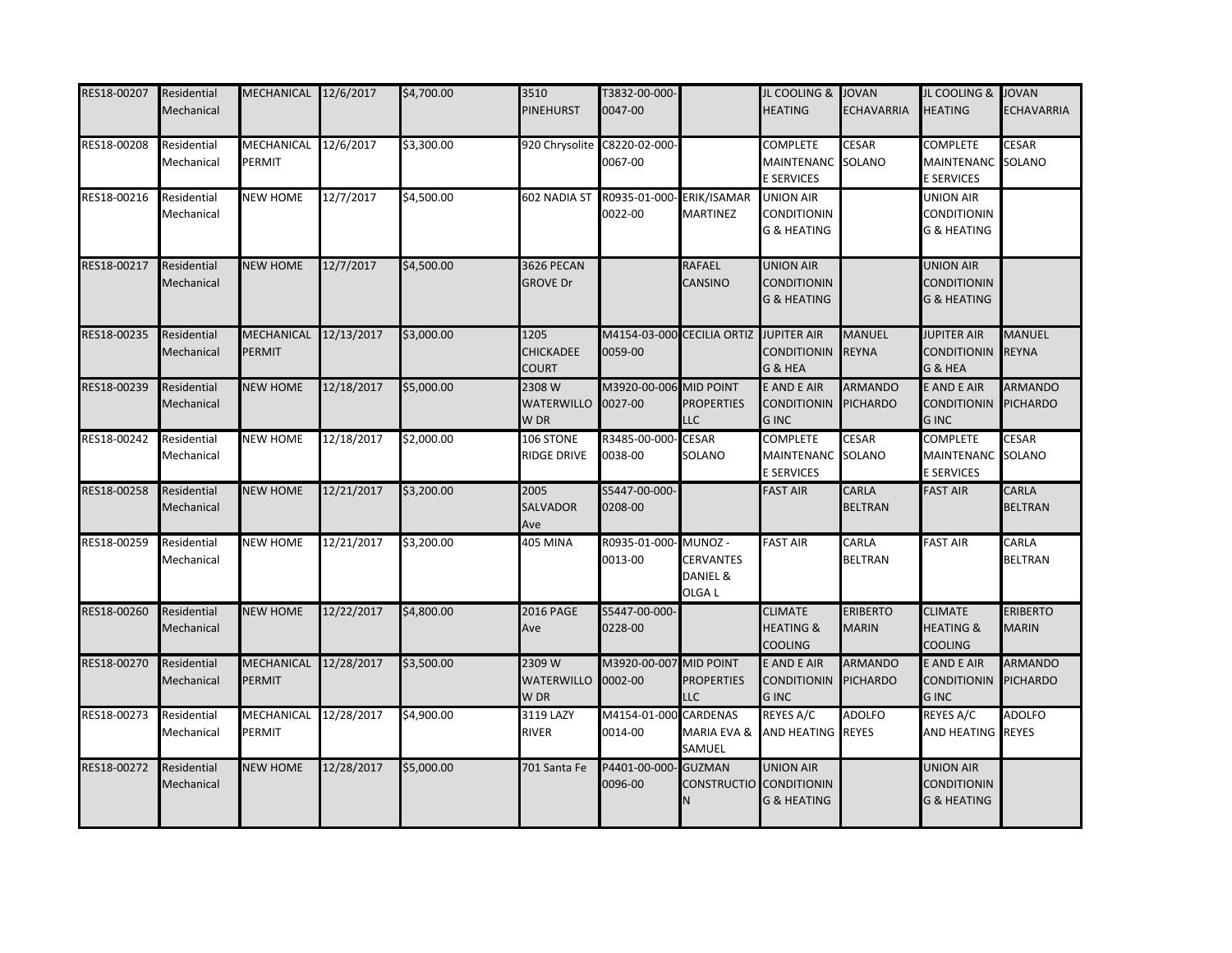| | | | | | | | | | | | |
|---|---|---|---|---|---|---|---|---|---|---|---|
| RES18-00207 | Residential Mechanical | MECHANICAL | 12/6/2017 | $4,700.00 | 3510 PINEHURST | T3832-00-000-0047-00 | | JL COOLING & HEATING | JOVAN ECHAVARRIA | JL COOLING & HEATING | JOVAN ECHAVARRIA |
| RES18-00208 | Residential Mechanical | MECHANICAL PERMIT | 12/6/2017 | $3,300.00 | 920 Chrysolite | C8220-02-000-0067-00 | | COMPLETE MAINTENANCE SERVICES | CESAR SOLANO | COMPLETE MAINTENANCE SERVICES | CESAR SOLANO |
| RES18-00216 | Residential Mechanical | NEW HOME | 12/7/2017 | $4,500.00 | 602 NADIA ST | R0935-01-000-0022-00 | ERIK/ISAMAR MARTINEZ | UNION AIR CONDITIONING & HEATING | | UNION AIR CONDITIONING & HEATING | |
| RES18-00217 | Residential Mechanical | NEW HOME | 12/7/2017 | $4,500.00 | 3626 PECAN GROVE Dr | | RAFAEL CANSINO | UNION AIR CONDITIONING & HEATING | | UNION AIR CONDITIONING & HEATING | |
| RES18-00235 | Residential Mechanical | MECHANICAL PERMIT | 12/13/2017 | $3,000.00 | 1205 CHICKADEE COURT | M4154-03-000 0059-00 | CECILIA ORTIZ | JUPITER AIR CONDITIONING & HEA | MANUEL REYNA | JUPITER AIR CONDITIONING & HEA | MANUEL REYNA |
| RES18-00239 | Residential Mechanical | NEW HOME | 12/18/2017 | $5,000.00 | 2308 W WATERWILLOW DR | M3920-00-006 0027-00 | MID POINT PROPERTIES LLC | E AND E AIR CONDITIONING INC | ARMANDO PICHARDO | E AND E AIR CONDITIONING INC | ARMANDO PICHARDO |
| RES18-00242 | Residential Mechanical | NEW HOME | 12/18/2017 | $2,000.00 | 106 STONE RIDGE DRIVE | R3485-00-000-0038-00 | CESAR SOLANO | COMPLETE MAINTENANCE SERVICES | CESAR SOLANO | COMPLETE MAINTENANCE SERVICES | CESAR SOLANO |
| RES18-00258 | Residential Mechanical | NEW HOME | 12/21/2017 | $3,200.00 | 2005 SALVADOR Ave | S5447-00-000-0208-00 | | FAST AIR | CARLA BELTRAN | FAST AIR | CARLA BELTRAN |
| RES18-00259 | Residential Mechanical | NEW HOME | 12/21/2017 | $3,200.00 | 405 MINA | R0935-01-000-0013-00 | MUNOZ - CERVANTES DANIEL & OLGA L | FAST AIR | CARLA BELTRAN | FAST AIR | CARLA BELTRAN |
| RES18-00260 | Residential Mechanical | NEW HOME | 12/22/2017 | $4,800.00 | 2016 PAGE Ave | S5447-00-000-0228-00 | | CLIMATE HEATING & COOLING | ERIBERTO MARIN | CLIMATE HEATING & COOLING | ERIBERTO MARIN |
| RES18-00270 | Residential Mechanical | MECHANICAL PERMIT | 12/28/2017 | $3,500.00 | 2309 W WATERWILLOW DR | M3920-00-007 0002-00 | MID POINT PROPERTIES LLC | E AND E AIR CONDITIONING INC | ARMANDO PICHARDO | E AND E AIR CONDITIONING INC | ARMANDO PICHARDO |
| RES18-00273 | Residential Mechanical | MECHANICAL PERMIT | 12/28/2017 | $4,900.00 | 3119 LAZY RIVER | M4154-01-000 0014-00 | CARDENAS MARIA EVA & SAMUEL | REYES A/C AND HEATING | ADOLFO REYES | REYES A/C AND HEATING | ADOLFO REYES |
| RES18-00272 | Residential Mechanical | NEW HOME | 12/28/2017 | $5,000.00 | 701 Santa Fe | P4401-00-000-0096-00 | GUZMAN CONSTRUCTION | UNION AIR CONDITIONING & HEATING | | UNION AIR CONDITIONING & HEATING | |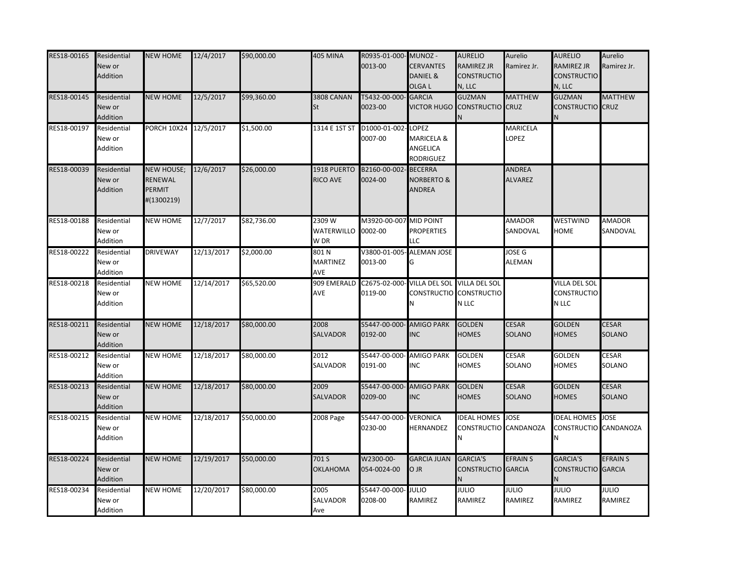| | | | | | | | | | | | |
|---|---|---|---|---|---|---|---|---|---|---|---|
| RES18-00165 | Residential New or Addition | NEW HOME | 12/4/2017 | $90,000.00 | 405 MINA | R0935-01-000-0013-00 | MUNOZ - CERVANTES DANIEL & OLGA L | AURELIO RAMIREZ JR CONSTRUCTION, LLC | Aurelio Ramirez Jr. | AURELIO RAMIREZ JR CONSTRUCTION, LLC | Aurelio Ramirez Jr. |
| RES18-00145 | Residential New or Addition | NEW HOME | 12/5/2017 | $99,360.00 | 3808 CANAN St | T5432-00-000-0023-00 | GARCIA VICTOR HUGO | GUZMAN CONSTRUCTION | MATTHEW CRUZ | GUZMAN CONSTRUCTION | MATTHEW CRUZ |
| RES18-00197 | Residential New or Addition | PORCH 10X24 | 12/5/2017 | $1,500.00 | 1314 E 1ST ST | D1000-01-002-0007-00 | LOPEZ MARICELA & ANGELICA RODRIGUEZ | | MARICELA LOPEZ | | |
| RES18-00039 | Residential New or Addition | NEW HOUSE; RENEWAL PERMIT #(1300219) | 12/6/2017 | $26,000.00 | 1918 PUERTO RICO AVE | B2160-00-002-0024-00 | BECERRA NORBERTO & ANDREA | | ANDREA ALVAREZ | | |
| RES18-00188 | Residential New or Addition | NEW HOME | 12/7/2017 | $82,736.00 | 2309 W WATERWILLOW DR | M3920-00-007-0002-00 | MID POINT PROPERTIES LLC | | AMADOR SANDOVAL | WESTWIND HOME | AMADOR SANDOVAL |
| RES18-00222 | Residential New or Addition | DRIVEWAY | 12/13/2017 | $2,000.00 | 801 N MARTINEZ AVE | V3800-01-005-0013-00 | ALEMAN JOSE G | | JOSE G ALEMAN | | |
| RES18-00218 | Residential New or Addition | NEW HOME | 12/14/2017 | $65,520.00 | 909 EMERALD AVE | C2675-02-000-0119-00 | VILLA DEL SOL CONSTRUCTION | VILLA DEL SOL CONSTRUCTION LLC | | VILLA DEL SOL CONSTRUCTION LLC | |
| RES18-00211 | Residential New or Addition | NEW HOME | 12/18/2017 | $80,000.00 | 2008 SALVADOR | S5447-00-000-0192-00 | AMIGO PARK INC | GOLDEN HOMES | CESAR SOLANO | GOLDEN HOMES | CESAR SOLANO |
| RES18-00212 | Residential New or Addition | NEW HOME | 12/18/2017 | $80,000.00 | 2012 SALVADOR | S5447-00-000-0191-00 | AMIGO PARK INC | GOLDEN HOMES | CESAR SOLANO | GOLDEN HOMES | CESAR SOLANO |
| RES18-00213 | Residential New or Addition | NEW HOME | 12/18/2017 | $80,000.00 | 2009 SALVADOR | S5447-00-000-0209-00 | AMIGO PARK INC | GOLDEN HOMES | CESAR SOLANO | GOLDEN HOMES | CESAR SOLANO |
| RES18-00215 | Residential New or Addition | NEW HOME | 12/18/2017 | $50,000.00 | 2008 Page | S5447-00-000-0230-00 | VERONICA HERNANDEZ | IDEAL HOMES CONSTRUCTION | JOSE CANDANOZA | IDEAL HOMES CONSTRUCTION | JOSE CANDANOZA |
| RES18-00224 | Residential New or Addition | NEW HOME | 12/19/2017 | $50,000.00 | 701 S OKLAHOMA | W2300-00-054-0024-00 | GARCIA JUAN O JR | GARCIA'S CONSTRUCTION | EFRAIN S GARCIA | GARCIA'S CONSTRUCTION | EFRAIN S GARCIA |
| RES18-00234 | Residential New or Addition | NEW HOME | 12/20/2017 | $80,000.00 | 2005 SALVADOR Ave | S5447-00-000-0208-00 | JULIO RAMIREZ | JULIO RAMIREZ | JULIO RAMIREZ | JULIO RAMIREZ | JULIO RAMIREZ |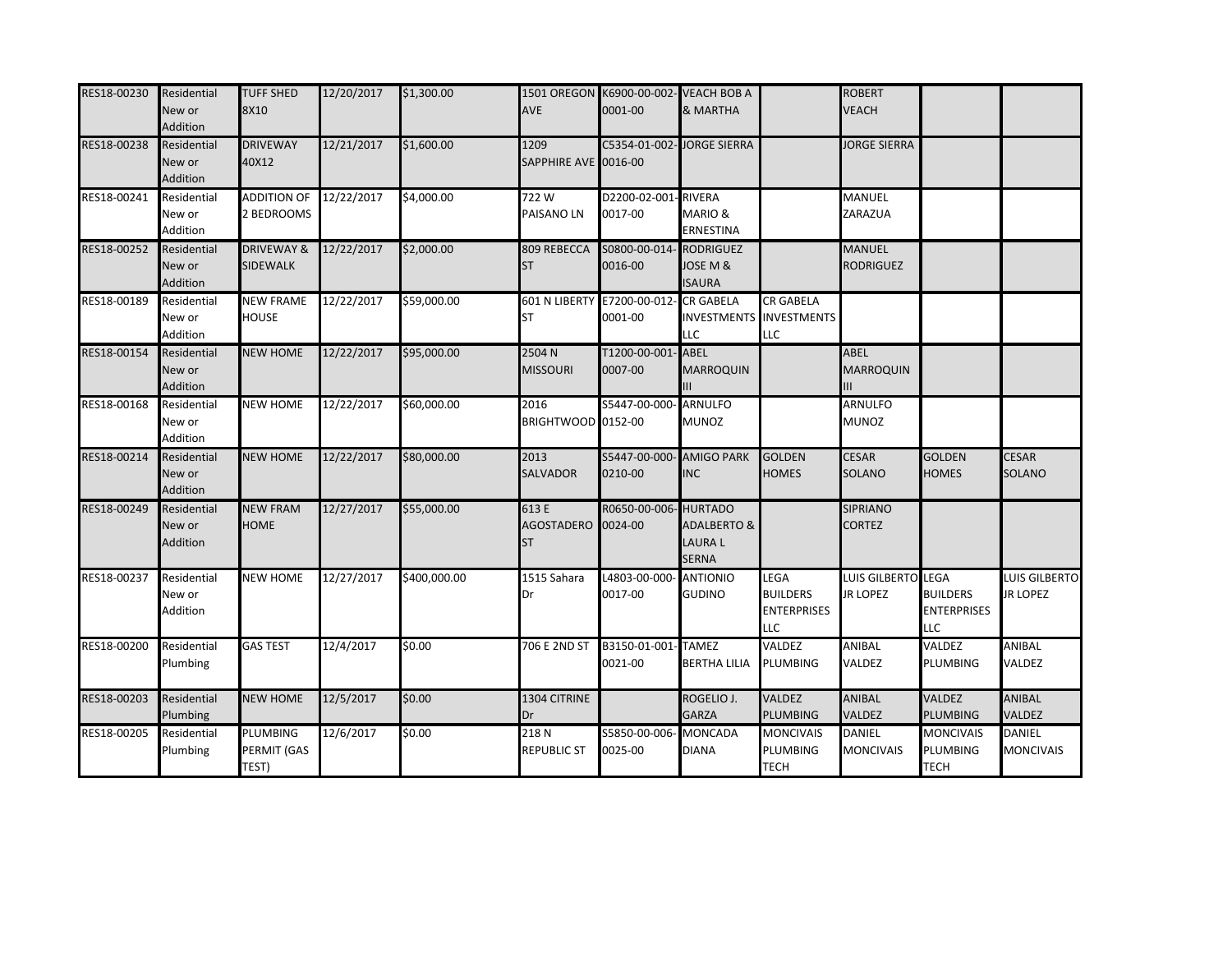| | | | | | | | | | | | |
|---|---|---|---|---|---|---|---|---|---|---|---|
| RES18-00230 | Residential New or Addition | TUFF SHED 8X10 | 12/20/2017 | $1,300.00 | 1501 OREGON AVE | K6900-00-002-0001-00 | VEACH BOB A & MARTHA | | ROBERT VEACH | | |
| RES18-00238 | Residential New or Addition | DRIVEWAY 40X12 | 12/21/2017 | $1,600.00 | 1209 SAPPHIRE AVE | C5354-01-002-0016-00 | JORGE SIERRA | | JORGE SIERRA | | |
| RES18-00241 | Residential New or Addition | ADDITION OF 2 BEDROOMS | 12/22/2017 | $4,000.00 | 722 W PAISANO LN | D2200-02-001-0017-00 | RIVERA MARIO & ERNESTINA | | MANUEL ZARAZUA | | |
| RES18-00252 | Residential New or Addition | DRIVEWAY & SIDEWALK | 12/22/2017 | $2,000.00 | 809 REBECCA ST | S0800-00-014-0016-00 | RODRIGUEZ JOSE M & ISAURA | | MANUEL RODRIGUEZ | | |
| RES18-00189 | Residential New or Addition | NEW FRAME HOUSE | 12/22/2017 | $59,000.00 | 601 N LIBERTY ST | E7200-00-012-0001-00 | CR GABELA INVESTMENTS LLC | CR GABELA INVESTMENTS LLC | | | |
| RES18-00154 | Residential New or Addition | NEW HOME | 12/22/2017 | $95,000.00 | 2504 N MISSOURI | T1200-00-001-0007-00 | ABEL MARROQUIN III | | ABEL MARROQUIN III | | |
| RES18-00168 | Residential New or Addition | NEW HOME | 12/22/2017 | $60,000.00 | 2016 BRIGHTWOOD | S5447-00-000-0152-00 | ARNULFO MUNOZ | | ARNULFO MUNOZ | | |
| RES18-00214 | Residential New or Addition | NEW HOME | 12/22/2017 | $80,000.00 | 2013 SALVADOR | S5447-00-000-0210-00 | AMIGO PARK INC | GOLDEN HOMES | CESAR SOLANO | GOLDEN HOMES | CESAR SOLANO |
| RES18-00249 | Residential New or Addition | NEW FRAM HOME | 12/27/2017 | $55,000.00 | 613 E AGOSTADERO ST | R0650-00-006-0024-00 | HURTADO ADALBERTO & LAURA L SERNA | | SIPRIANO CORTEZ | | |
| RES18-00237 | Residential New or Addition | NEW HOME | 12/27/2017 | $400,000.00 | 1515 Sahara Dr | L4803-00-000-0017-00 | ANTIONIO GUDINO | LEGA BUILDERS ENTERPRISES LLC | LUIS GILBERTO JR LOPEZ | LEGA BUILDERS ENTERPRISES LLC | LUIS GILBERTO JR LOPEZ |
| RES18-00200 | Residential Plumbing | GAS TEST | 12/4/2017 | $0.00 | 706 E 2ND ST | B3150-01-001-0021-00 | TAMEZ BERTHA LILIA | VALDEZ PLUMBING | ANIBAL VALDEZ | VALDEZ PLUMBING | ANIBAL VALDEZ |
| RES18-00203 | Residential Plumbing | NEW HOME | 12/5/2017 | $0.00 | 1304 CITRINE Dr | | ROGELIO J. GARZA | VALDEZ PLUMBING | ANIBAL VALDEZ | VALDEZ PLUMBING | ANIBAL VALDEZ |
| RES18-00205 | Residential Plumbing | PLUMBING PERMIT (GAS TEST) | 12/6/2017 | $0.00 | 218 N REPUBLIC ST | S5850-00-006-0025-00 | MONCADA DIANA | MONCIVAIS PLUMBING TECH | DANIEL MONCIVAIS | MONCIVAIS PLUMBING TECH | DANIEL MONCIVAIS |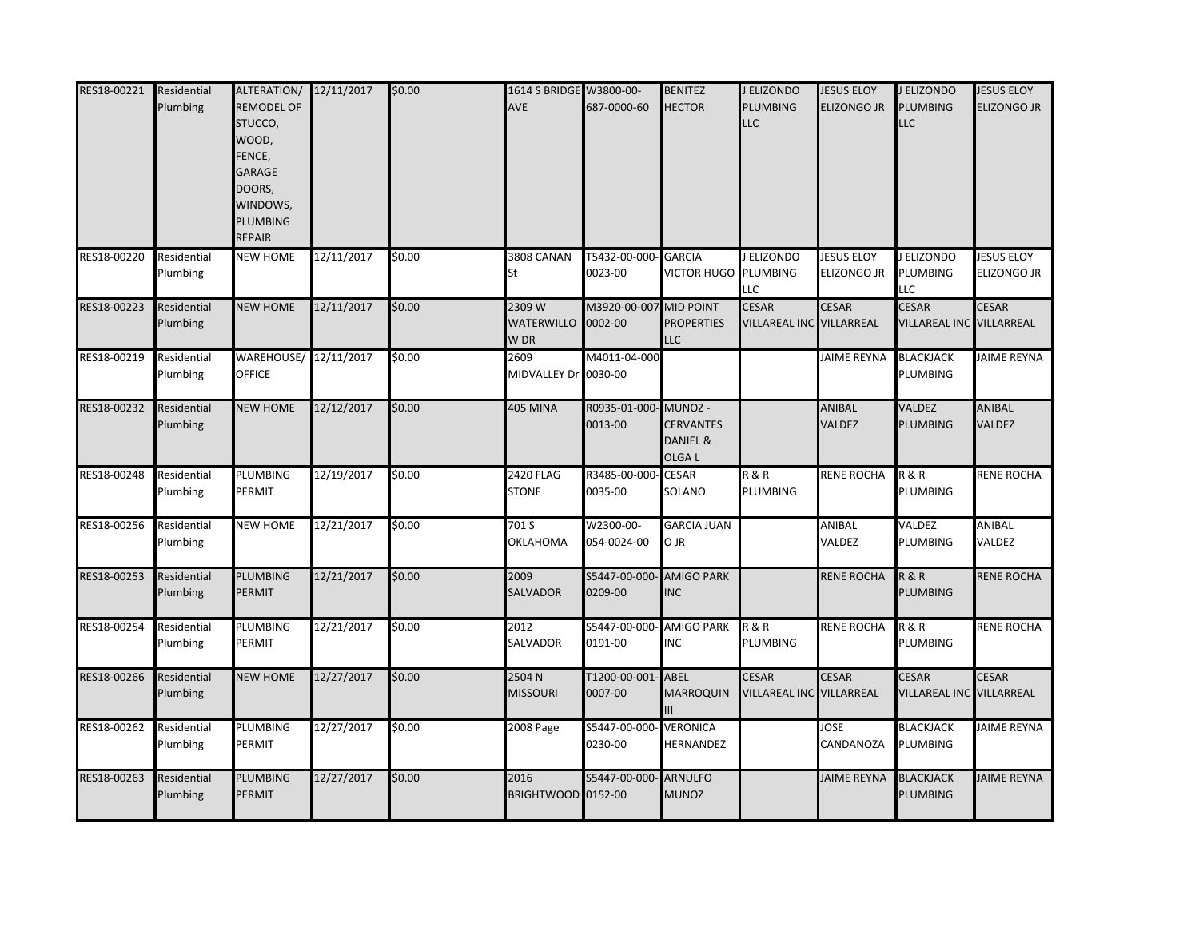| | | | | | | | | | | | | |
|---|---|---|---|---|---|---|---|---|---|---|---|---|
| RES18-00221 | Residential Plumbing | ALTERATION/ REMODEL OF STUCCO, WOOD, FENCE, GARAGE DOORS, WINDOWS, PLUMBING REPAIR | 12/11/2017 | $0.00 | 1614 S BRIDGE AVE | W3800-00-687-0000-60 | BENITEZ HECTOR | J ELIZONDO PLUMBING LLC | JESUS ELOY ELIZONGO JR | J ELIZONDO PLUMBING LLC | JESUS ELOY ELIZONGO JR |
| RES18-00220 | Residential Plumbing | NEW HOME | 12/11/2017 | $0.00 | 3808 CANAN St | T5432-00-000-0023-00 | GARCIA VICTOR HUGO | J ELIZONDO PLUMBING LLC | JESUS ELOY ELIZONGO JR | J ELIZONDO PLUMBING LLC | JESUS ELOY ELIZONGO JR |
| RES18-00223 | Residential Plumbing | NEW HOME | 12/11/2017 | $0.00 | 2309 W WATERWILLOW DR | M3920-00-007-0002-00 | MID POINT PROPERTIES LLC | CESAR VILLAREAL INC | CESAR VILLARREAL | CESAR VILLAREAL INC | CESAR VILLARREAL |
| RES18-00219 | Residential Plumbing | WAREHOUSE/ OFFICE | 12/11/2017 | $0.00 | 2609 MIDVALLEY Dr | M4011-04-000-0030-00 | | | JAIME REYNA | BLACKJACK PLUMBING | JAIME REYNA |
| RES18-00232 | Residential Plumbing | NEW HOME | 12/12/2017 | $0.00 | 405 MINA | R0935-01-000-0013-00 | MUNOZ - CERVANTES DANIEL & OLGA L | | ANIBAL VALDEZ | VALDEZ PLUMBING | ANIBAL VALDEZ |
| RES18-00248 | Residential Plumbing | PLUMBING PERMIT | 12/19/2017 | $0.00 | 2420 FLAG STONE | R3485-00-000-0035-00 | CESAR SOLANO | R & R PLUMBING | RENE ROCHA | R & R PLUMBING | RENE ROCHA |
| RES18-00256 | Residential Plumbing | NEW HOME | 12/21/2017 | $0.00 | 701 S OKLAHOMA | W2300-00-054-0024-00 | GARCIA JUAN O JR | | ANIBAL VALDEZ | VALDEZ PLUMBING | ANIBAL VALDEZ |
| RES18-00253 | Residential Plumbing | PLUMBING PERMIT | 12/21/2017 | $0.00 | 2009 SALVADOR | S5447-00-000-0209-00 | AMIGO PARK INC | | RENE ROCHA | R & R PLUMBING | RENE ROCHA |
| RES18-00254 | Residential Plumbing | PLUMBING PERMIT | 12/21/2017 | $0.00 | 2012 SALVADOR | S5447-00-000-0191-00 | AMIGO PARK INC | R & R PLUMBING | RENE ROCHA | R & R PLUMBING | RENE ROCHA |
| RES18-00266 | Residential Plumbing | NEW HOME | 12/27/2017 | $0.00 | 2504 N MISSOURI | T1200-00-001-0007-00 | ABEL MARROQUIN III | CESAR VILLAREAL INC | CESAR VILLARREAL | CESAR VILLAREAL INC | CESAR VILLARREAL |
| RES18-00262 | Residential Plumbing | PLUMBING PERMIT | 12/27/2017 | $0.00 | 2008 Page | S5447-00-000-0230-00 | VERONICA HERNANDEZ | | JOSE CANDANOZA | BLACKJACK PLUMBING | JAIME REYNA |
| RES18-00263 | Residential Plumbing | PLUMBING PERMIT | 12/27/2017 | $0.00 | 2016 BRIGHTWOOD | S5447-00-000-0152-00 | ARNULFO MUNOZ | | JAIME REYNA | BLACKJACK PLUMBING | JAIME REYNA |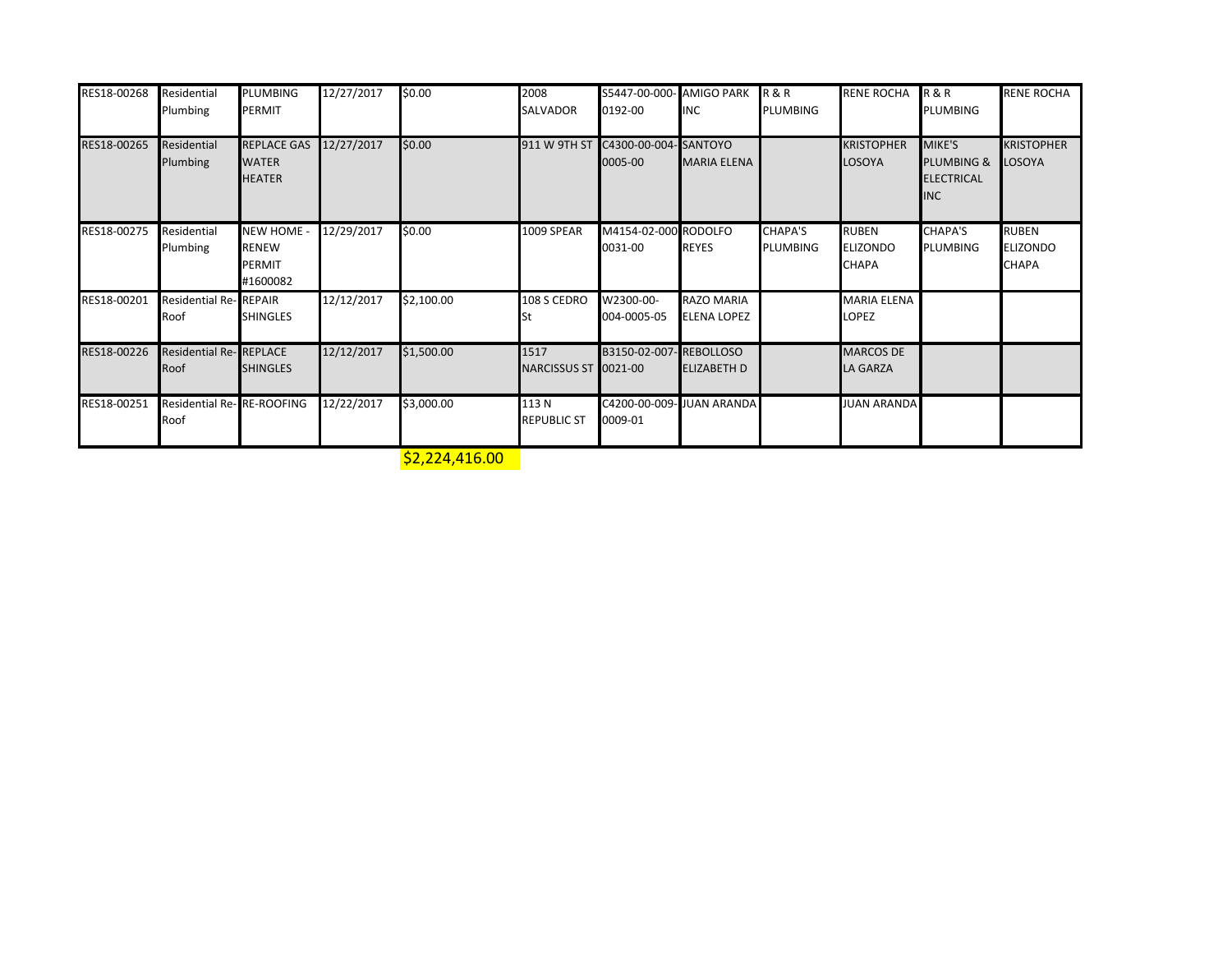| | | | | | | | | | | | |
|---|---|---|---|---|---|---|---|---|---|---|---|
| RES18-00268 | Residential Plumbing | PLUMBING PERMIT | 12/27/2017 | $0.00 | 2008 SALVADOR | S5447-00-000-0192-00 | AMIGO PARK INC | R & R PLUMBING | RENE ROCHA | R & R PLUMBING | RENE ROCHA |
| RES18-00265 | Residential Plumbing | REPLACE GAS WATER HEATER | 12/27/2017 | $0.00 | 911 W 9TH ST | C4300-00-004-0005-00 | SANTOYO MARIA ELENA | | KRISTOPHER LOSOYA | MIKE'S PLUMBING & ELECTRICAL INC | KRISTOPHER LOSOYA |
| RES18-00275 | Residential Plumbing | NEW HOME - RENEW PERMIT #1600082 | 12/29/2017 | $0.00 | 1009 SPEAR | M4154-02-000-0031-00 | RODOLFO REYES | CHAPA'S PLUMBING | RUBEN ELIZONDO CHAPA | CHAPA'S PLUMBING | RUBEN ELIZONDO CHAPA |
| RES18-00201 | Residential Re-Roof | REPAIR SHINGLES | 12/12/2017 | $2,100.00 | 108 S CEDRO St | W2300-00-004-0005-05 | RAZO MARIA ELENA LOPEZ | | MARIA ELENA LOPEZ | | |
| RES18-00226 | Residential Re-Roof | REPLACE SHINGLES | 12/12/2017 | $1,500.00 | 1517 NARCISSUS ST | B3150-02-007-0021-00 | REBOLLOSO ELIZABETH D | | MARCOS DE LA GARZA | | |
| RES18-00251 | Residential Re-Roof | RE-ROOFING | 12/22/2017 | $3,000.00 | 113 N REPUBLIC ST | C4200-00-009-0009-01 | JUAN ARANDA | | JUAN ARANDA | | |
| | | | | $2,224,416.00 | | | | | | | |